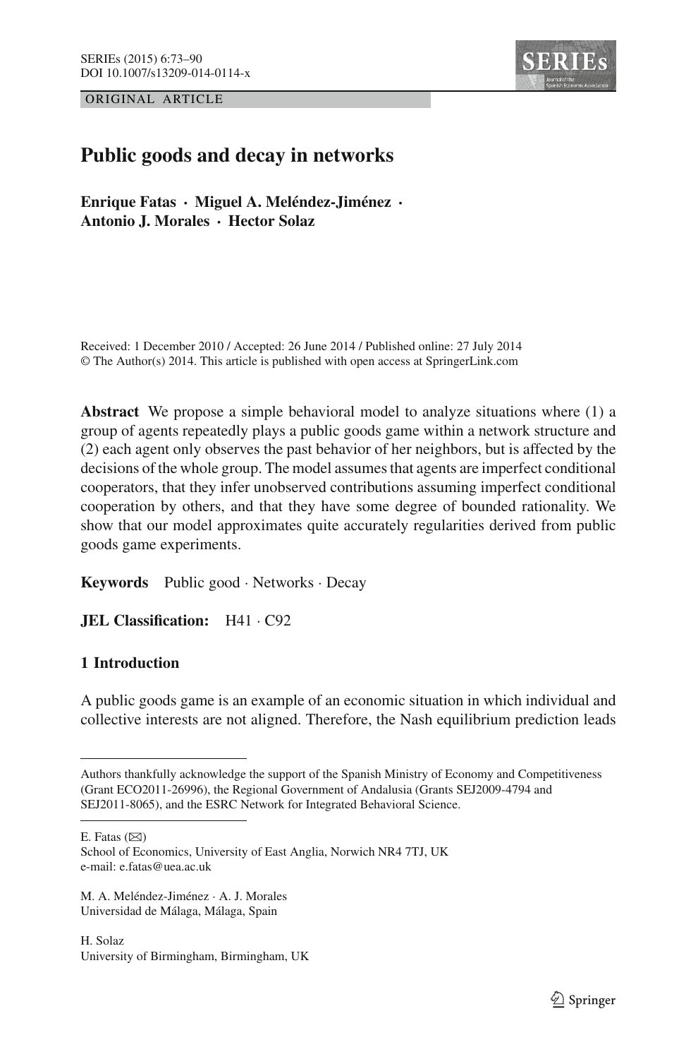ORIGINAL ARTICLE

# Public goods and decay in networks

**Enrique Fatas · Miguel A. Meléndez-Jiménez · Antonio J. Morales · Hector Solaz**

Received: 1 December 2010 / Accepted: 26 June 2014 / Published online: 27 July 2014
© The Author(s) 2014. This article is published with open access at SpringerLink.com

**Abstract** We propose a simple behavioral model to analyze situations where (1) a group of agents repeatedly plays a public goods game within a network structure and (2) each agent only observes the past behavior of her neighbors, but is affected by the decisions of the whole group. The model assumes that agents are imperfect conditional cooperators, that they infer unobserved contributions assuming imperfect conditional cooperation by others, and that they have some degree of bounded rationality. We show that our model approximates quite accurately regularities derived from public goods game experiments.

**Keywords** Public good · Networks · Decay

**JEL Classification:** H41 · C92

## 1 Introduction

A public goods game is an example of an economic situation in which individual and collective interests are not aligned. Therefore, the Nash equilibrium prediction leads

---

Authors thankfully acknowledge the support of the Spanish Ministry of Economy and Competitiveness (Grant ECO2011-26996), the Regional Government of Andalusia (Grants SEJ2009-4794 and SEJ2011-8065), and the ESRC Network for Integrated Behavioral Science.

E. Fatas (✉)
School of Economics, University of East Anglia, Norwich NR4 7TJ, UK
e-mail: e.fatas@uea.ac.uk

M. A. Meléndez-Jiménez · A. J. Morales
Universidad de Málaga, Málaga, Spain

H. Solaz
University of Birmingham, Birmingham, UK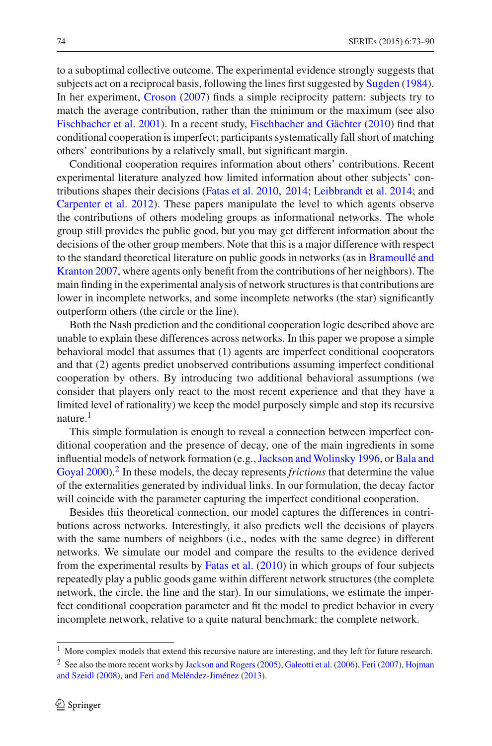to a suboptimal collective outcome. The experimental evidence strongly suggests that subjects act on a reciprocal basis, following the lines first suggested by Sugden (1984). In her experiment, Croson (2007) finds a simple reciprocity pattern: subjects try to match the average contribution, rather than the minimum or the maximum (see also Fischbacher et al. 2001). In a recent study, Fischbacher and Gächter (2010) find that conditional cooperation is imperfect; participants systematically fall short of matching others' contributions by a relatively small, but significant margin.

Conditional cooperation requires information about others' contributions. Recent experimental literature analyzed how limited information about other subjects' contributions shapes their decisions (Fatas et al. 2010, 2014; Leibbrandt et al. 2014; and Carpenter et al. 2012). These papers manipulate the level to which agents observe the contributions of others modeling groups as informational networks. The whole group still provides the public good, but you may get different information about the decisions of the other group members. Note that this is a major difference with respect to the standard theoretical literature on public goods in networks (as in Bramoullé and Kranton 2007, where agents only benefit from the contributions of her neighbors). The main finding in the experimental analysis of network structures is that contributions are lower in incomplete networks, and some incomplete networks (the star) significantly outperform others (the circle or the line).

Both the Nash prediction and the conditional cooperation logic described above are unable to explain these differences across networks. In this paper we propose a simple behavioral model that assumes that (1) agents are imperfect conditional cooperators and that (2) agents predict unobserved contributions assuming imperfect conditional cooperation by others. By introducing two additional behavioral assumptions (we consider that players only react to the most recent experience and that they have a limited level of rationality) we keep the model purposely simple and stop its recursive nature.[1]

This simple formulation is enough to reveal a connection between imperfect conditional cooperation and the presence of decay, one of the main ingredients in some influential models of network formation (e.g., Jackson and Wolinsky 1996, or Bala and Goyal 2000).[2] In these models, the decay represents *frictions* that determine the value of the externalities generated by individual links. In our formulation, the decay factor will coincide with the parameter capturing the imperfect conditional cooperation.

Besides this theoretical connection, our model captures the differences in contributions across networks. Interestingly, it also predicts well the decisions of players with the same numbers of neighbors (i.e., nodes with the same degree) in different networks. We simulate our model and compare the results to the evidence derived from the experimental results by Fatas et al. (2010) in which groups of four subjects repeatedly play a public goods game within different network structures (the complete network, the circle, the line and the star). In our simulations, we estimate the imperfect conditional cooperation parameter and fit the model to predict behavior in every incomplete network, relative to a quite natural benchmark: the complete network.

---

[1] More complex models that extend this recursive nature are interesting, and they left for future research.

[2] See also the more recent works by Jackson and Rogers (2005), Galeotti et al. (2006), Feri (2007), Hojman and Szeidl (2008), and Feri and Meléndez-Jiménez (2013).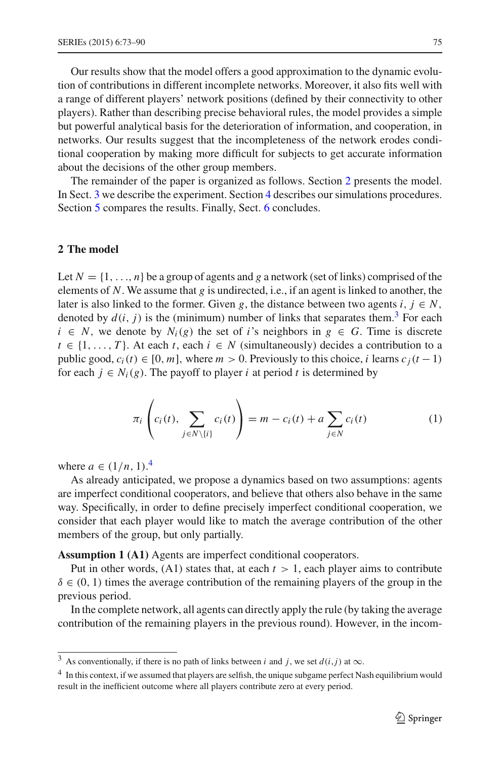Our results show that the model offers a good approximation to the dynamic evolution of contributions in different incomplete networks. Moreover, it also fits well with a range of different players' network positions (defined by their connectivity to other players). Rather than describing precise behavioral rules, the model provides a simple but powerful analytical basis for the deterioration of information, and cooperation, in networks. Our results suggest that the incompleteness of the network erodes conditional cooperation by making more difficult for subjects to get accurate information about the decisions of the other group members.

The remainder of the paper is organized as follows. Section 2 presents the model. In Sect. 3 we describe the experiment. Section 4 describes our simulations procedures. Section 5 compares the results. Finally, Sect. 6 concludes.

## 2 The model

Let $N = \{1, \ldots, n\}$ be a group of agents and $g$ a network (set of links) comprised of the elements of $N$. We assume that $g$ is undirected, i.e., if an agent is linked to another, the later is also linked to the former. Given $g$, the distance between two agents $i, j \in N$, denoted by $d(i, j)$ is the (minimum) number of links that separates them.[3] For each $i \in N$, we denote by $N_i(g)$ the set of $i$'s neighbors in $g \in G$. Time is discrete $t \in \{1, \ldots, T\}$. At each $t$, each $i \in N$ (simultaneously) decides a contribution to a public good, $c_i(t) \in [0, m]$, where $m > 0$. Previously to this choice, $i$ learns $c_j(t-1)$ for each $j \in N_i(g)$. The payoff to player $i$ at period $t$ is determined by

$$\pi_i \left( c_i(t), \sum_{j \in N \setminus \{i\}} c_i(t) \right) = m - c_i(t) + a \sum_{j \in N} c_i(t) \tag{1}$$

where $a \in (1/n, 1)$.[4]

As already anticipated, we propose a dynamics based on two assumptions: agents are imperfect conditional cooperators, and believe that others also behave in the same way. Specifically, in order to define precisely imperfect conditional cooperation, we consider that each player would like to match the average contribution of the other members of the group, but only partially.

**Assumption 1 (A1)** Agents are imperfect conditional cooperators.

Put in other words, (A1) states that, at each $t > 1$, each player aims to contribute $\delta \in (0, 1)$ times the average contribution of the remaining players of the group in the previous period.

In the complete network, all agents can directly apply the rule (by taking the average contribution of the remaining players in the previous round). However, in the incom-

---

[3] As conventionally, if there is no path of links between $i$ and $j$, we set $d(i,j)$ at $\infty$.

[4] In this context, if we assumed that players are selfish, the unique subgame perfect Nash equilibrium would result in the inefficient outcome where all players contribute zero at every period.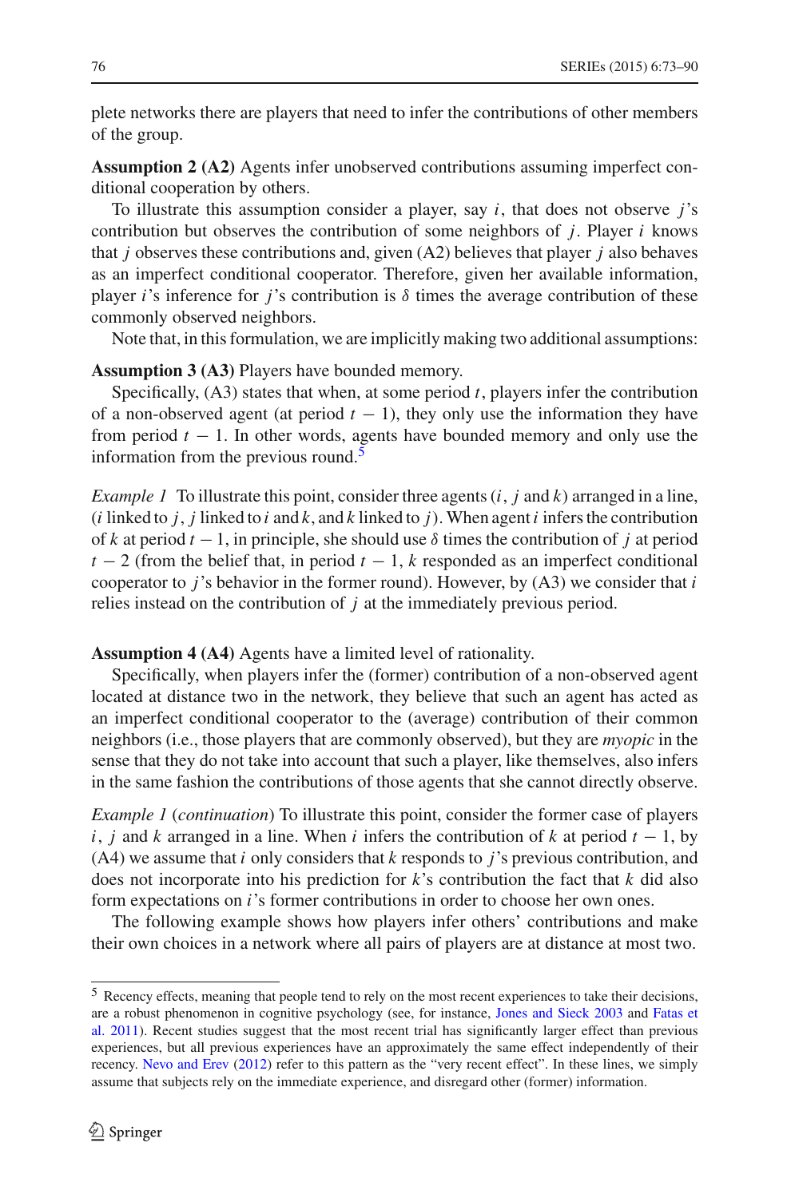plete networks there are players that need to infer the contributions of other members of the group.

**Assumption 2 (A2)** Agents infer unobserved contributions assuming imperfect conditional cooperation by others.

To illustrate this assumption consider a player, say $i$, that does not observe $j$'s contribution but observes the contribution of some neighbors of $j$. Player $i$ knows that $j$ observes these contributions and, given (A2) believes that player $j$ also behaves as an imperfect conditional cooperator. Therefore, given her available information, player $i$'s inference for $j$'s contribution is $\delta$ times the average contribution of these commonly observed neighbors.

Note that, in this formulation, we are implicitly making two additional assumptions:

**Assumption 3 (A3)** Players have bounded memory.

Specifically, (A3) states that when, at some period $t$, players infer the contribution of a non-observed agent (at period $t-1$), they only use the information they have from period $t-1$. In other words, agents have bounded memory and only use the information from the previous round.[5]

*Example 1* To illustrate this point, consider three agents ($i$, $j$ and $k$) arranged in a line, ($i$ linked to $j$, $j$ linked to $i$ and $k$, and $k$ linked to $j$). When agent $i$ infers the contribution of $k$ at period $t-1$, in principle, she should use $\delta$ times the contribution of $j$ at period $t-2$ (from the belief that, in period $t-1$, $k$ responded as an imperfect conditional cooperator to $j$'s behavior in the former round). However, by (A3) we consider that $i$ relies instead on the contribution of $j$ at the immediately previous period.

**Assumption 4 (A4)** Agents have a limited level of rationality.

Specifically, when players infer the (former) contribution of a non-observed agent located at distance two in the network, they believe that such an agent has acted as an imperfect conditional cooperator to the (average) contribution of their common neighbors (i.e., those players that are commonly observed), but they are *myopic* in the sense that they do not take into account that such a player, like themselves, also infers in the same fashion the contributions of those agents that she cannot directly observe.

*Example 1* (*continuation*) To illustrate this point, consider the former case of players $i$, $j$ and $k$ arranged in a line. When $i$ infers the contribution of $k$ at period $t-1$, by (A4) we assume that $i$ only considers that $k$ responds to $j$'s previous contribution, and does not incorporate into his prediction for $k$'s contribution the fact that $k$ did also form expectations on $i$'s former contributions in order to choose her own ones.

The following example shows how players infer others' contributions and make their own choices in a network where all pairs of players are at distance at most two.

[5] Recency effects, meaning that people tend to rely on the most recent experiences to take their decisions, are a robust phenomenon in cognitive psychology (see, for instance, Jones and Sieck 2003 and Fatas et al. 2011). Recent studies suggest that the most recent trial has significantly larger effect than previous experiences, but all previous experiences have an approximately the same effect independently of their recency. Nevo and Erev (2012) refer to this pattern as the "very recent effect". In these lines, we simply assume that subjects rely on the immediate experience, and disregard other (former) information.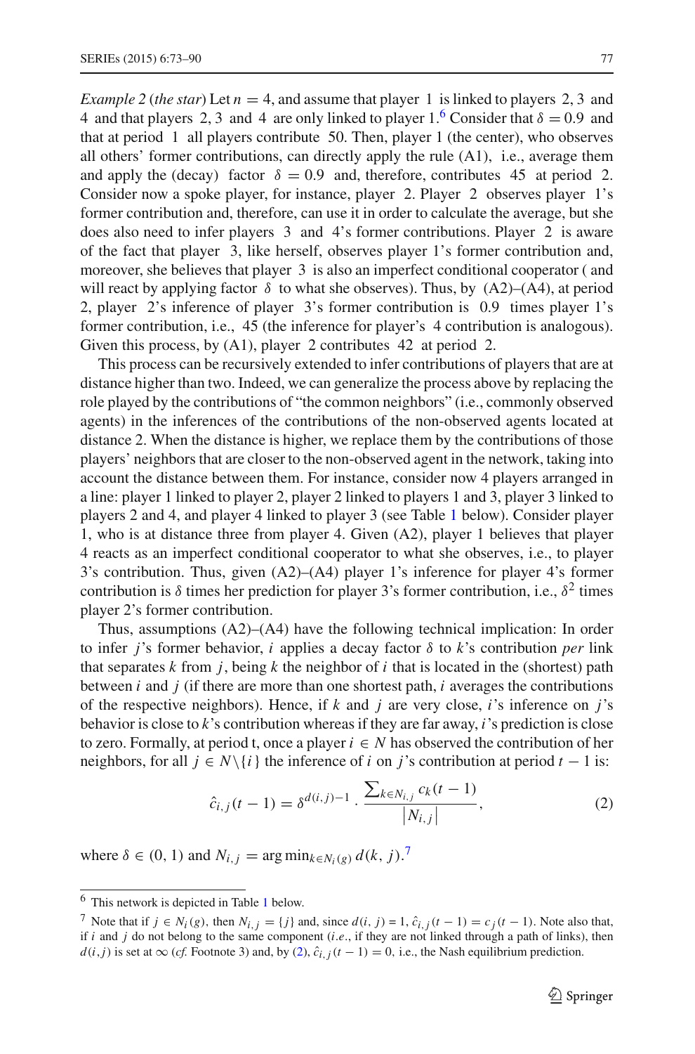*Example 2* (*the star*) Let $n = 4$, and assume that player 1 is linked to players 2, 3 and 4 and that players 2, 3 and 4 are only linked to player 1.[6] Consider that $\delta = 0.9$ and that at period 1 all players contribute 50. Then, player 1 (the center), who observes all others' former contributions, can directly apply the rule (A1), i.e., average them and apply the (decay) factor $\delta = 0.9$ and, therefore, contributes 45 at period 2. Consider now a spoke player, for instance, player 2. Player 2 observes player 1's former contribution and, therefore, can use it in order to calculate the average, but she does also need to infer players 3 and 4's former contributions. Player 2 is aware of the fact that player 3, like herself, observes player 1's former contribution and, moreover, she believes that player 3 is also an imperfect conditional cooperator ( and will react by applying factor $\delta$ to what she observes). Thus, by (A2)–(A4), at period 2, player 2's inference of player 3's former contribution is 0.9 times player 1's former contribution, i.e., 45 (the inference for player's 4 contribution is analogous). Given this process, by (A1), player 2 contributes 42 at period 2.

This process can be recursively extended to infer contributions of players that are at distance higher than two. Indeed, we can generalize the process above by replacing the role played by the contributions of "the common neighbors" (i.e., commonly observed agents) in the inferences of the contributions of the non-observed agents located at distance 2. When the distance is higher, we replace them by the contributions of those players' neighbors that are closer to the non-observed agent in the network, taking into account the distance between them. For instance, consider now 4 players arranged in a line: player 1 linked to player 2, player 2 linked to players 1 and 3, player 3 linked to players 2 and 4, and player 4 linked to player 3 (see Table 1 below). Consider player 1, who is at distance three from player 4. Given (A2), player 1 believes that player 4 reacts as an imperfect conditional cooperator to what she observes, i.e., to player 3's contribution. Thus, given (A2)–(A4) player 1's inference for player 4's former contribution is $\delta$ times her prediction for player 3's former contribution, i.e., $\delta^2$ times player 2's former contribution.

Thus, assumptions (A2)–(A4) have the following technical implication: In order to infer $j$'s former behavior, $i$ applies a decay factor $\delta$ to $k$'s contribution *per* link that separates $k$ from $j$, being $k$ the neighbor of $i$ that is located in the (shortest) path between $i$ and $j$ (if there are more than one shortest path, $i$ averages the contributions of the respective neighbors). Hence, if $k$ and $j$ are very close, $i$'s inference on $j$'s behavior is close to $k$'s contribution whereas if they are far away, $i$'s prediction is close to zero. Formally, at period t, once a player $i \in N$ has observed the contribution of her neighbors, for all $j \in N\backslash\{i\}$ the inference of $i$ on $j$'s contribution at period $t-1$ is:

$$\hat{c}_{i,j}(t-1) = \delta^{d(i,j)-1} \cdot \frac{\sum_{k \in N_{i,j}} c_k(t-1)}{|N_{i,j}|}, \tag{2}$$

where $\delta \in (0, 1)$ and $N_{i,j} = \arg\min_{k \in N_i(g)} d(k, j)$.[7]

---

[6] This network is depicted in Table 1 below.

[7] Note that if $j \in N_i(g)$, then $N_{i,j} = \{j\}$ and, since $d(i, j) = 1$, $\hat{c}_{i,j}(t-1) = c_j(t-1)$. Note also that, if $i$ and $j$ do not belong to the same component (*i.e.*, if they are not linked through a path of links), then $d(i,j)$ is set at $\infty$ (*cf.* Footnote 3) and, by (2), $\hat{c}_{i,j}(t-1) = 0$, i.e., the Nash equilibrium prediction.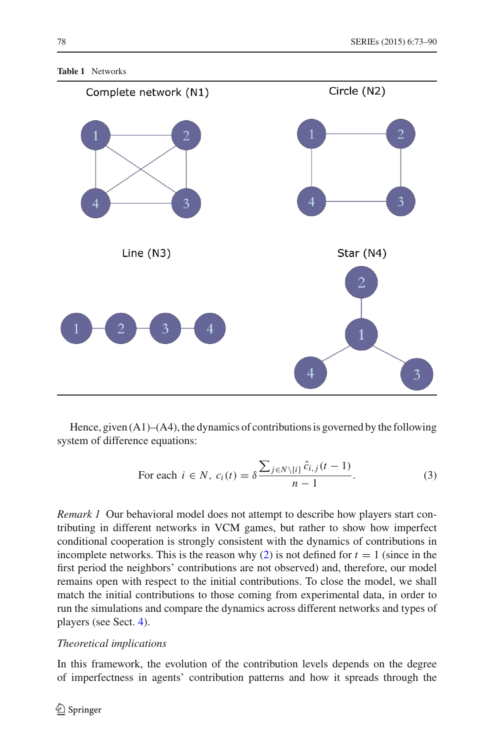**Table 1** Networks

| Complete network (N1) | Circle (N2) |
|---|---|
| Line (N3) | Star (N4) |

Hence, given (A1)–(A4), the dynamics of contributions is governed by the following system of difference equations:

$$\text{For each } i \in N, \; c_i(t) = \delta \frac{\sum_{j \in N \setminus \{i\}} \hat{c}_{i,j}(t-1)}{n-1}. \tag{3}$$

*Remark 1* Our behavioral model does not attempt to describe how players start contributing in different networks in VCM games, but rather to show how imperfect conditional cooperation is strongly consistent with the dynamics of contributions in incomplete networks. This is the reason why (2) is not defined for $t = 1$ (since in the first period the neighbors' contributions are not observed) and, therefore, our model remains open with respect to the initial contributions. To close the model, we shall match the initial contributions to those coming from experimental data, in order to run the simulations and compare the dynamics across different networks and types of players (see Sect. 4).

*Theoretical implications*

In this framework, the evolution of the contribution levels depends on the degree of imperfectness in agents' contribution patterns and how it spreads through the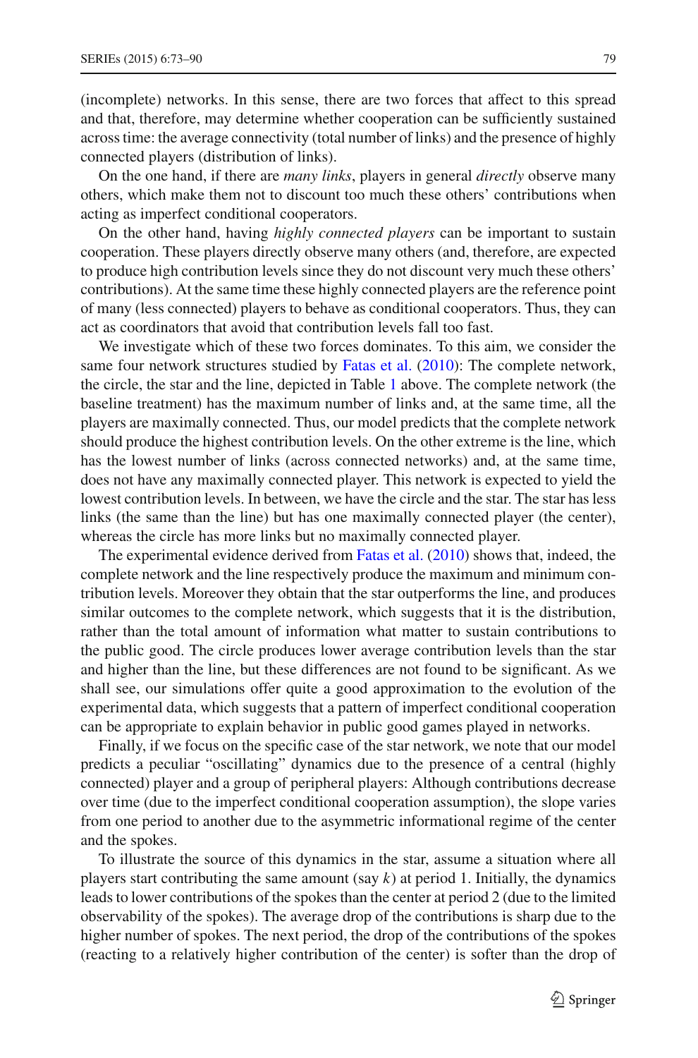(incomplete) networks. In this sense, there are two forces that affect to this spread and that, therefore, may determine whether cooperation can be sufficiently sustained across time: the average connectivity (total number of links) and the presence of highly connected players (distribution of links).

On the one hand, if there are *many links*, players in general *directly* observe many others, which make them not to discount too much these others' contributions when acting as imperfect conditional cooperators.

On the other hand, having *highly connected players* can be important to sustain cooperation. These players directly observe many others (and, therefore, are expected to produce high contribution levels since they do not discount very much these others' contributions). At the same time these highly connected players are the reference point of many (less connected) players to behave as conditional cooperators. Thus, they can act as coordinators that avoid that contribution levels fall too fast.

We investigate which of these two forces dominates. To this aim, we consider the same four network structures studied by Fatas et al. (2010): The complete network, the circle, the star and the line, depicted in Table 1 above. The complete network (the baseline treatment) has the maximum number of links and, at the same time, all the players are maximally connected. Thus, our model predicts that the complete network should produce the highest contribution levels. On the other extreme is the line, which has the lowest number of links (across connected networks) and, at the same time, does not have any maximally connected player. This network is expected to yield the lowest contribution levels. In between, we have the circle and the star. The star has less links (the same than the line) but has one maximally connected player (the center), whereas the circle has more links but no maximally connected player.

The experimental evidence derived from Fatas et al. (2010) shows that, indeed, the complete network and the line respectively produce the maximum and minimum contribution levels. Moreover they obtain that the star outperforms the line, and produces similar outcomes to the complete network, which suggests that it is the distribution, rather than the total amount of information what matter to sustain contributions to the public good. The circle produces lower average contribution levels than the star and higher than the line, but these differences are not found to be significant. As we shall see, our simulations offer quite a good approximation to the evolution of the experimental data, which suggests that a pattern of imperfect conditional cooperation can be appropriate to explain behavior in public good games played in networks.

Finally, if we focus on the specific case of the star network, we note that our model predicts a peculiar "oscillating" dynamics due to the presence of a central (highly connected) player and a group of peripheral players: Although contributions decrease over time (due to the imperfect conditional cooperation assumption), the slope varies from one period to another due to the asymmetric informational regime of the center and the spokes.

To illustrate the source of this dynamics in the star, assume a situation where all players start contributing the same amount (say $k$) at period 1. Initially, the dynamics leads to lower contributions of the spokes than the center at period 2 (due to the limited observability of the spokes). The average drop of the contributions is sharp due to the higher number of spokes. The next period, the drop of the contributions of the spokes (reacting to a relatively higher contribution of the center) is softer than the drop of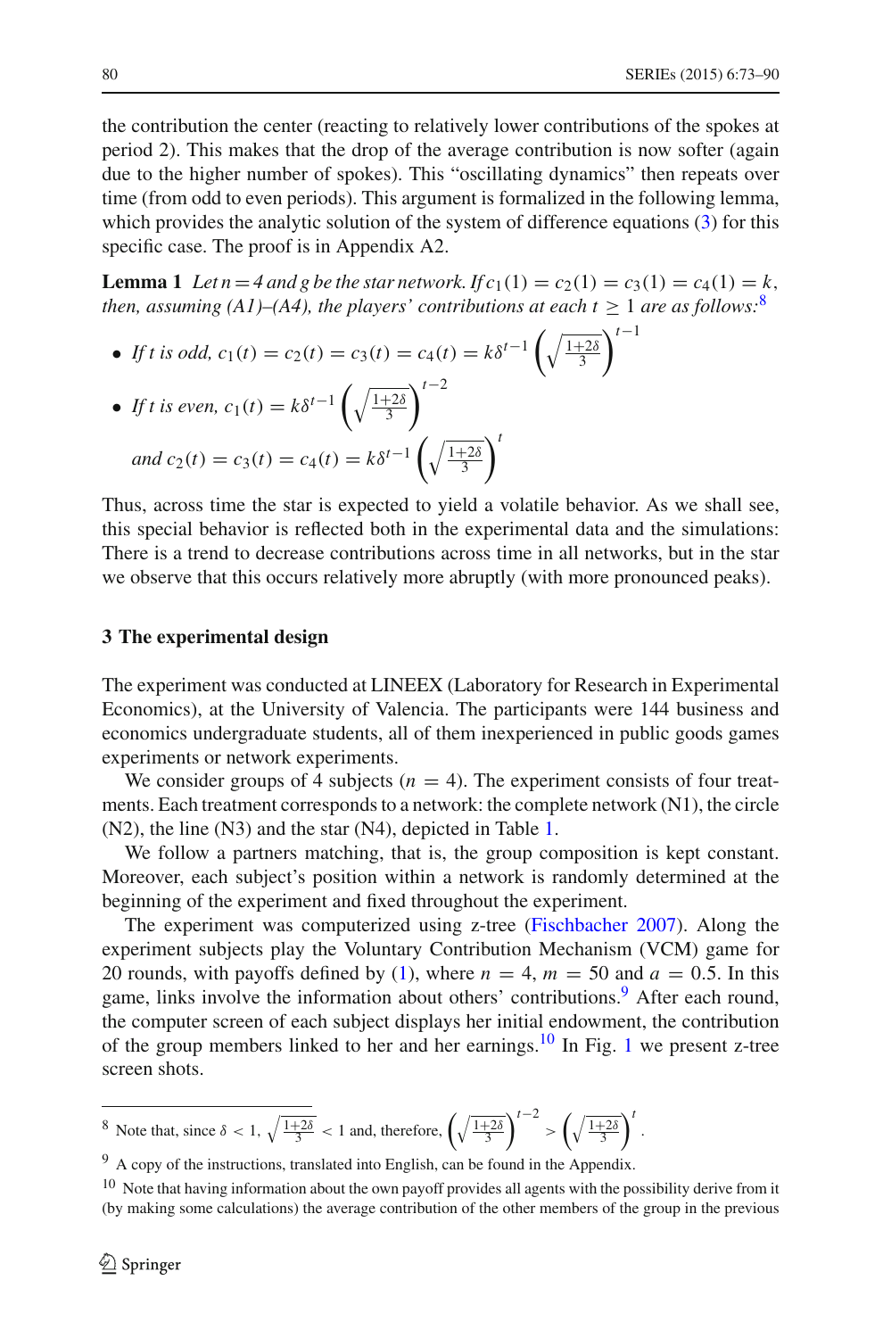the contribution the center (reacting to relatively lower contributions of the spokes at period 2). This makes that the drop of the average contribution is now softer (again due to the higher number of spokes). This "oscillating dynamics" then repeats over time (from odd to even periods). This argument is formalized in the following lemma, which provides the analytic solution of the system of difference equations (3) for this specific case. The proof is in Appendix A2.

**Lemma 1** *Let $n = 4$ and $g$ be the star network. If $c_1(1) = c_2(1) = c_3(1) = c_4(1) = k$, then, assuming (A1)–(A4), the players' contributions at each $t \geq 1$ are as follows:*[8]

- *If $t$ is odd, $c_1(t) = c_2(t) = c_3(t) = c_4(t) = k\delta^{t-1}\left(\sqrt{\frac{1+2\delta}{3}}\right)^{t-1}$*
- *If $t$ is even, $c_1(t) = k\delta^{t-1}\left(\sqrt{\frac{1+2\delta}{3}}\right)^{t-2}$*

  *and $c_2(t) = c_3(t) = c_4(t) = k\delta^{t-1}\left(\sqrt{\frac{1+2\delta}{3}}\right)^{t}$*

Thus, across time the star is expected to yield a volatile behavior. As we shall see, this special behavior is reflected both in the experimental data and the simulations: There is a trend to decrease contributions across time in all networks, but in the star we observe that this occurs relatively more abruptly (with more pronounced peaks).

## 3 The experimental design

The experiment was conducted at LINEEX (Laboratory for Research in Experimental Economics), at the University of Valencia. The participants were 144 business and economics undergraduate students, all of them inexperienced in public goods games experiments or network experiments.

We consider groups of 4 subjects ($n = 4$). The experiment consists of four treatments. Each treatment corresponds to a network: the complete network (N1), the circle (N2), the line (N3) and the star (N4), depicted in Table 1.

We follow a partners matching, that is, the group composition is kept constant. Moreover, each subject's position within a network is randomly determined at the beginning of the experiment and fixed throughout the experiment.

The experiment was computerized using z-tree (Fischbacher 2007). Along the experiment subjects play the Voluntary Contribution Mechanism (VCM) game for 20 rounds, with payoffs defined by (1), where $n = 4$, $m = 50$ and $a = 0.5$. In this game, links involve the information about others' contributions.[9] After each round, the computer screen of each subject displays her initial endowment, the contribution of the group members linked to her and her earnings.[10] In Fig. 1 we present z-tree screen shots.

---

[8] Note that, since $\delta < 1$, $\sqrt{\frac{1+2\delta}{3}} < 1$ and, therefore, $\left(\sqrt{\frac{1+2\delta}{3}}\right)^{t-2} > \left(\sqrt{\frac{1+2\delta}{3}}\right)^{t}$.

[9] A copy of the instructions, translated into English, can be found in the Appendix.

[10] Note that having information about the own payoff provides all agents with the possibility derive from it (by making some calculations) the average contribution of the other members of the group in the previous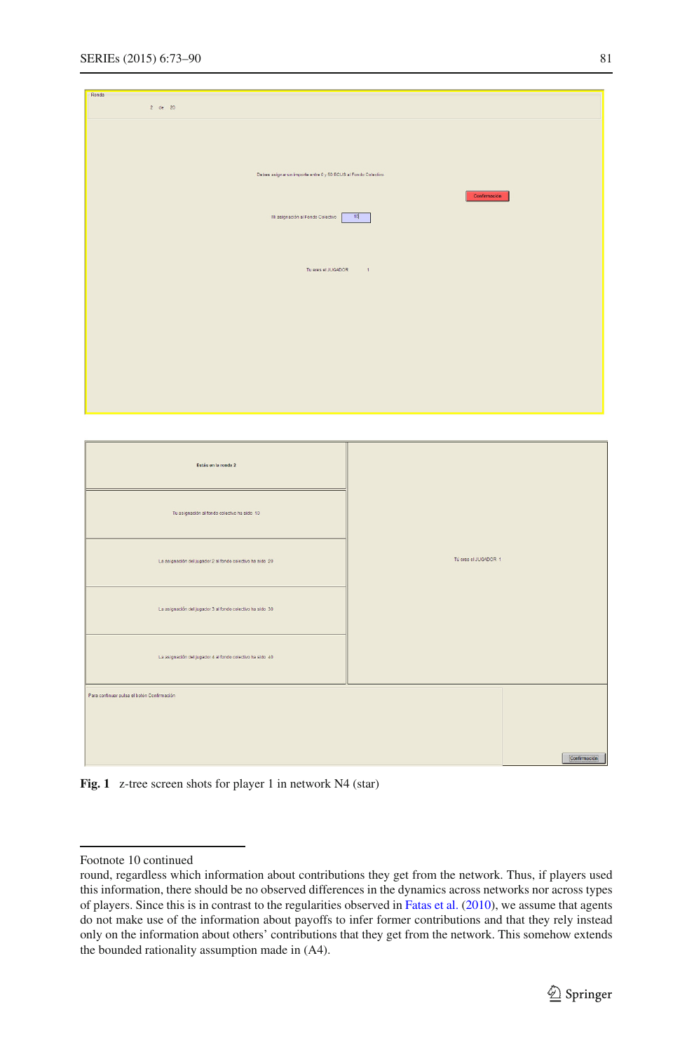Fig. 1 z-tree screen shots for player 1 in network N4 (star)

Footnote 10 continued
round, regardless which information about contributions they get from the network. Thus, if players used this information, there should be no observed differences in the dynamics across networks nor across types of players. Since this is in contrast to the regularities observed in Fatas et al. (2010), we assume that agents do not make use of the information about payoffs to infer former contributions and that they rely instead only on the information about others' contributions that they get from the network. This somehow extends the bounded rationality assumption made in (A4).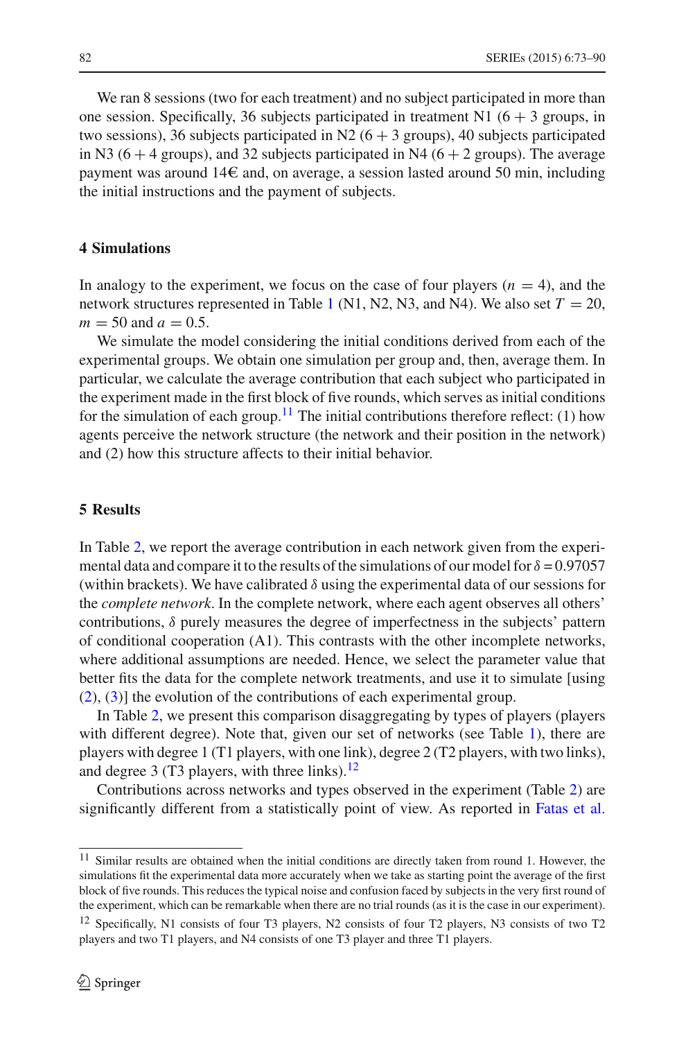We ran 8 sessions (two for each treatment) and no subject participated in more than one session. Specifically, 36 subjects participated in treatment N1 (6 + 3 groups, in two sessions), 36 subjects participated in N2 (6 + 3 groups), 40 subjects participated in N3 (6 + 4 groups), and 32 subjects participated in N4 (6 + 2 groups). The average payment was around 14€ and, on average, a session lasted around 50 min, including the initial instructions and the payment of subjects.

## 4 Simulations

In analogy to the experiment, we focus on the case of four players ($n = 4$), and the network structures represented in Table 1 (N1, N2, N3, and N4). We also set $T = 20$, $m = 50$ and $a = 0.5$.

We simulate the model considering the initial conditions derived from each of the experimental groups. We obtain one simulation per group and, then, average them. In particular, we calculate the average contribution that each subject who participated in the experiment made in the first block of five rounds, which serves as initial conditions for the simulation of each group.[11] The initial contributions therefore reflect: (1) how agents perceive the network structure (the network and their position in the network) and (2) how this structure affects to their initial behavior.

## 5 Results

In Table 2, we report the average contribution in each network given from the experimental data and compare it to the results of the simulations of our model for $\delta = 0.97057$ (within brackets). We have calibrated $\delta$ using the experimental data of our sessions for the *complete network*. In the complete network, where each agent observes all others' contributions, $\delta$ purely measures the degree of imperfectness in the subjects' pattern of conditional cooperation (A1). This contrasts with the other incomplete networks, where additional assumptions are needed. Hence, we select the parameter value that better fits the data for the complete network treatments, and use it to simulate [using (2), (3)] the evolution of the contributions of each experimental group.

In Table 2, we present this comparison disaggregating by types of players (players with different degree). Note that, given our set of networks (see Table 1), there are players with degree 1 (T1 players, with one link), degree 2 (T2 players, with two links), and degree 3 (T3 players, with three links).[12]

Contributions across networks and types observed in the experiment (Table 2) are significantly different from a statistically point of view. As reported in Fatas et al.

[11] Similar results are obtained when the initial conditions are directly taken from round 1. However, the simulations fit the experimental data more accurately when we take as starting point the average of the first block of five rounds. This reduces the typical noise and confusion faced by subjects in the very first round of the experiment, which can be remarkable when there are no trial rounds (as it is the case in our experiment).

[12] Specifically, N1 consists of four T3 players, N2 consists of four T2 players, N3 consists of two T2 players and two T1 players, and N4 consists of one T3 player and three T1 players.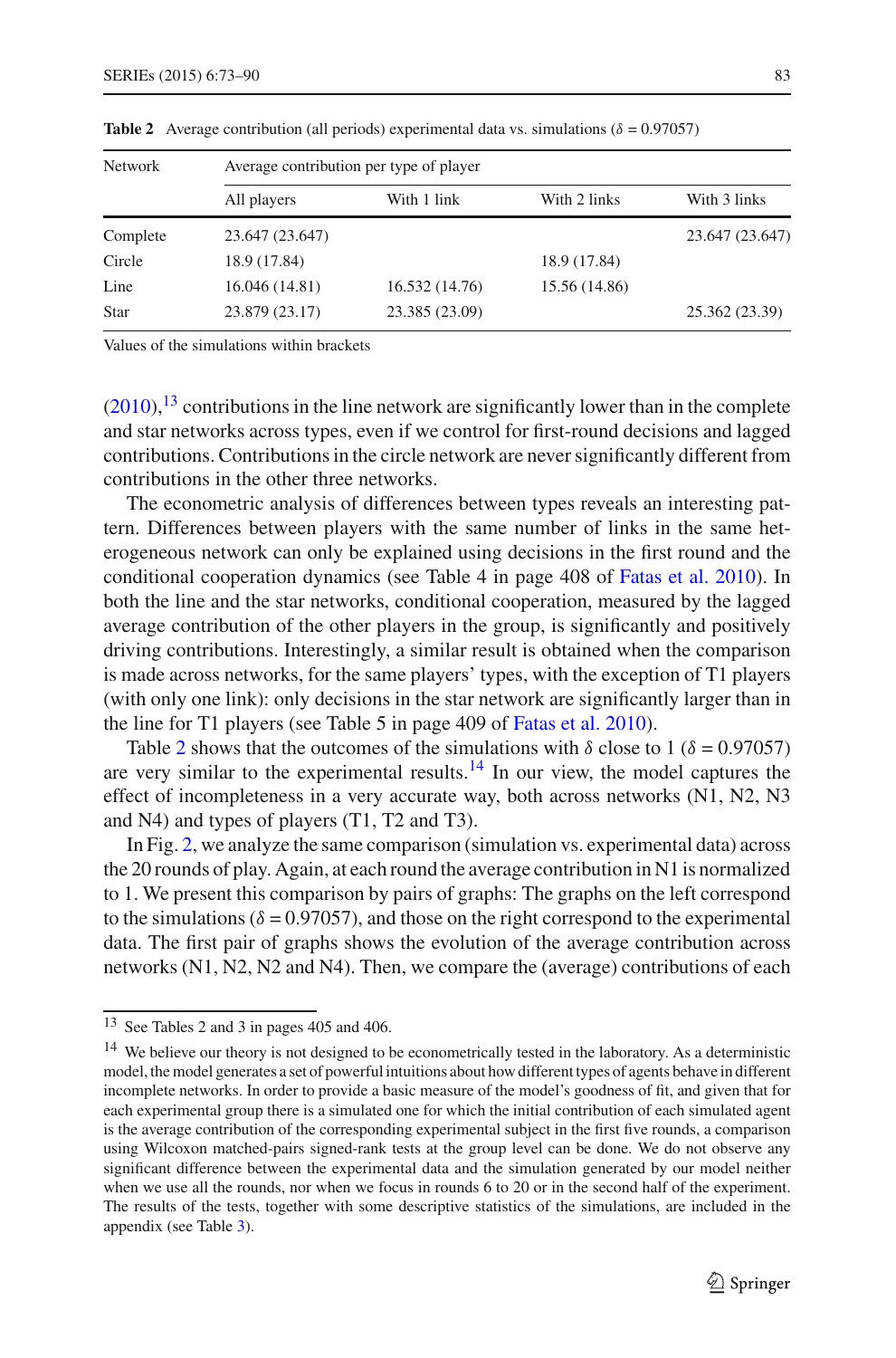**Table 2** Average contribution (all periods) experimental data vs. simulations ($\delta = 0.97057$)

| Network | Average contribution per type of player | | | |
|---|---|---|---|---|
| | All players | With 1 link | With 2 links | With 3 links |
| Complete | 23.647 (23.647) | | | 23.647 (23.647) |
| Circle | 18.9 (17.84) | | 18.9 (17.84) | |
| Line | 16.046 (14.81) | 16.532 (14.76) | 15.56 (14.86) | |
| Star | 23.879 (23.17) | 23.385 (23.09) | | 25.362 (23.39) |

Values of the simulations within brackets

(2010),[13] contributions in the line network are significantly lower than in the complete and star networks across types, even if we control for first-round decisions and lagged contributions. Contributions in the circle network are never significantly different from contributions in the other three networks.

The econometric analysis of differences between types reveals an interesting pattern. Differences between players with the same number of links in the same heterogeneous network can only be explained using decisions in the first round and the conditional cooperation dynamics (see Table 4 in page 408 of Fatas et al. 2010). In both the line and the star networks, conditional cooperation, measured by the lagged average contribution of the other players in the group, is significantly and positively driving contributions. Interestingly, a similar result is obtained when the comparison is made across networks, for the same players' types, with the exception of T1 players (with only one link): only decisions in the star network are significantly larger than in the line for T1 players (see Table 5 in page 409 of Fatas et al. 2010).

Table 2 shows that the outcomes of the simulations with $\delta$ close to 1 ($\delta = 0.97057$) are very similar to the experimental results.[14] In our view, the model captures the effect of incompleteness in a very accurate way, both across networks (N1, N2, N3 and N4) and types of players (T1, T2 and T3).

In Fig. 2, we analyze the same comparison (simulation vs. experimental data) across the 20 rounds of play. Again, at each round the average contribution in N1 is normalized to 1. We present this comparison by pairs of graphs: The graphs on the left correspond to the simulations ($\delta = 0.97057$), and those on the right correspond to the experimental data. The first pair of graphs shows the evolution of the average contribution across networks (N1, N2, N2 and N4). Then, we compare the (average) contributions of each

---

[13] See Tables 2 and 3 in pages 405 and 406.

[14] We believe our theory is not designed to be econometrically tested in the laboratory. As a deterministic model, the model generates a set of powerful intuitions about how different types of agents behave in different incomplete networks. In order to provide a basic measure of the model's goodness of fit, and given that for each experimental group there is a simulated one for which the initial contribution of each simulated agent is the average contribution of the corresponding experimental subject in the first five rounds, a comparison using Wilcoxon matched-pairs signed-rank tests at the group level can be done. We do not observe any significant difference between the experimental data and the simulation generated by our model neither when we use all the rounds, nor when we focus in rounds 6 to 20 or in the second half of the experiment. The results of the tests, together with some descriptive statistics of the simulations, are included in the appendix (see Table 3).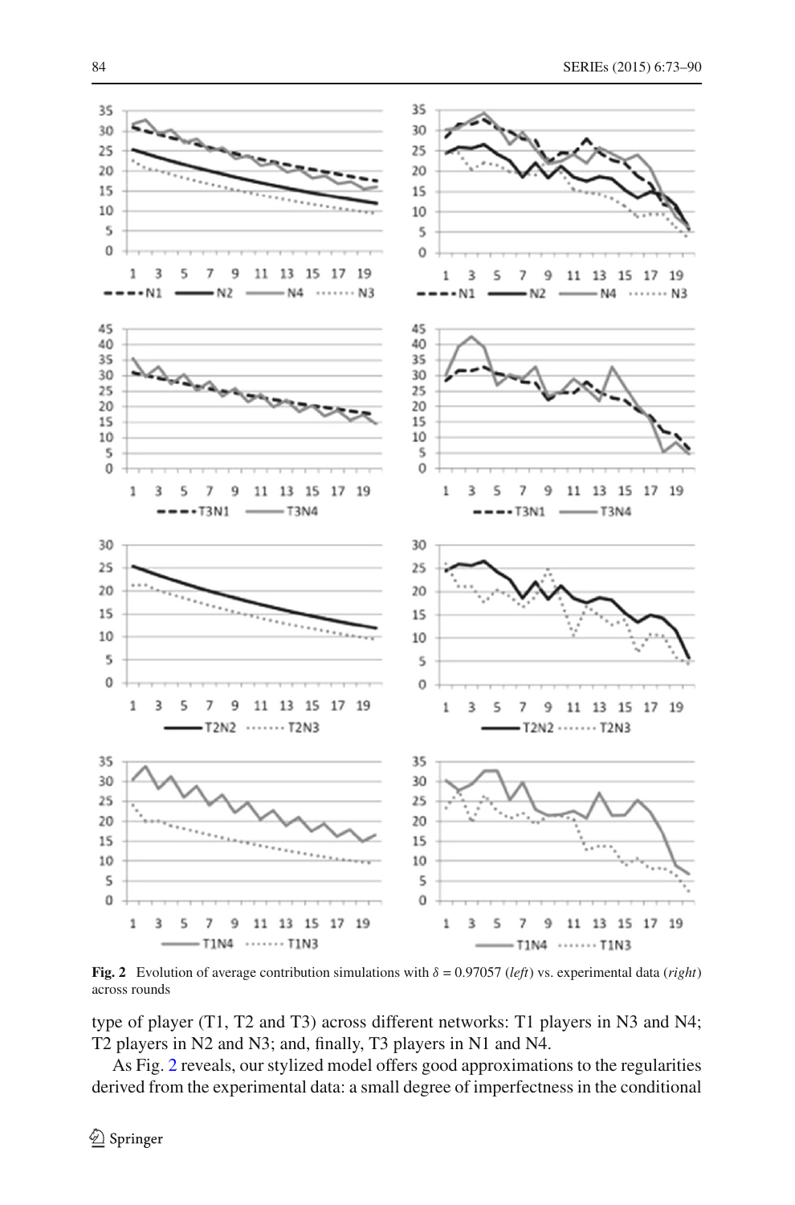**Fig. 2** Evolution of average contribution simulations with $\delta = 0.97057$ (*left*) vs. experimental data (*right*) across rounds

type of player (T1, T2 and T3) across different networks: T1 players in N3 and N4; T2 players in N2 and N3; and, finally, T3 players in N1 and N4.

As Fig. 2 reveals, our stylized model offers good approximations to the regularities derived from the experimental data: a small degree of imperfectness in the conditional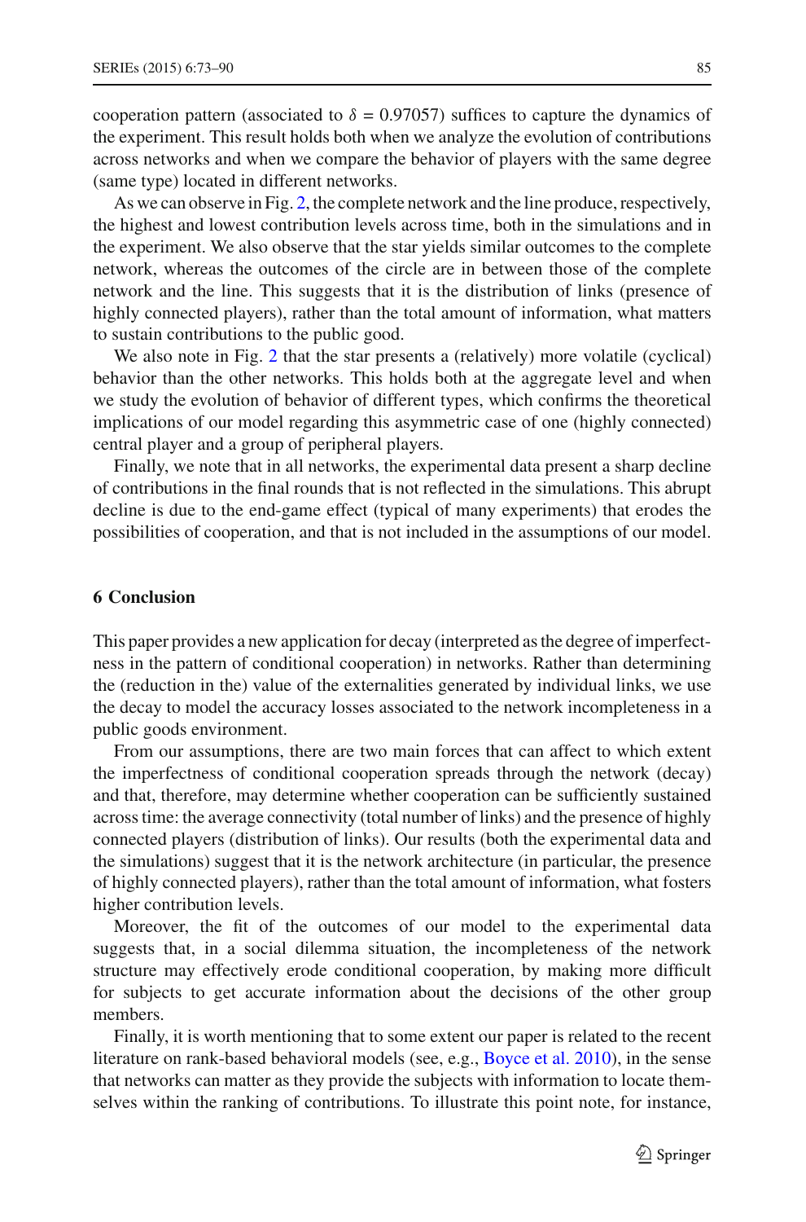cooperation pattern (associated to $\delta = 0.97057$) suffices to capture the dynamics of the experiment. This result holds both when we analyze the evolution of contributions across networks and when we compare the behavior of players with the same degree (same type) located in different networks.

As we can observe in Fig. 2, the complete network and the line produce, respectively, the highest and lowest contribution levels across time, both in the simulations and in the experiment. We also observe that the star yields similar outcomes to the complete network, whereas the outcomes of the circle are in between those of the complete network and the line. This suggests that it is the distribution of links (presence of highly connected players), rather than the total amount of information, what matters to sustain contributions to the public good.

We also note in Fig. 2 that the star presents a (relatively) more volatile (cyclical) behavior than the other networks. This holds both at the aggregate level and when we study the evolution of behavior of different types, which confirms the theoretical implications of our model regarding this asymmetric case of one (highly connected) central player and a group of peripheral players.

Finally, we note that in all networks, the experimental data present a sharp decline of contributions in the final rounds that is not reflected in the simulations. This abrupt decline is due to the end-game effect (typical of many experiments) that erodes the possibilities of cooperation, and that is not included in the assumptions of our model.

## 6 Conclusion

This paper provides a new application for decay (interpreted as the degree of imperfectness in the pattern of conditional cooperation) in networks. Rather than determining the (reduction in the) value of the externalities generated by individual links, we use the decay to model the accuracy losses associated to the network incompleteness in a public goods environment.

From our assumptions, there are two main forces that can affect to which extent the imperfectness of conditional cooperation spreads through the network (decay) and that, therefore, may determine whether cooperation can be sufficiently sustained across time: the average connectivity (total number of links) and the presence of highly connected players (distribution of links). Our results (both the experimental data and the simulations) suggest that it is the network architecture (in particular, the presence of highly connected players), rather than the total amount of information, what fosters higher contribution levels.

Moreover, the fit of the outcomes of our model to the experimental data suggests that, in a social dilemma situation, the incompleteness of the network structure may effectively erode conditional cooperation, by making more difficult for subjects to get accurate information about the decisions of the other group members.

Finally, it is worth mentioning that to some extent our paper is related to the recent literature on rank-based behavioral models (see, e.g., Boyce et al. 2010), in the sense that networks can matter as they provide the subjects with information to locate themselves within the ranking of contributions. To illustrate this point note, for instance,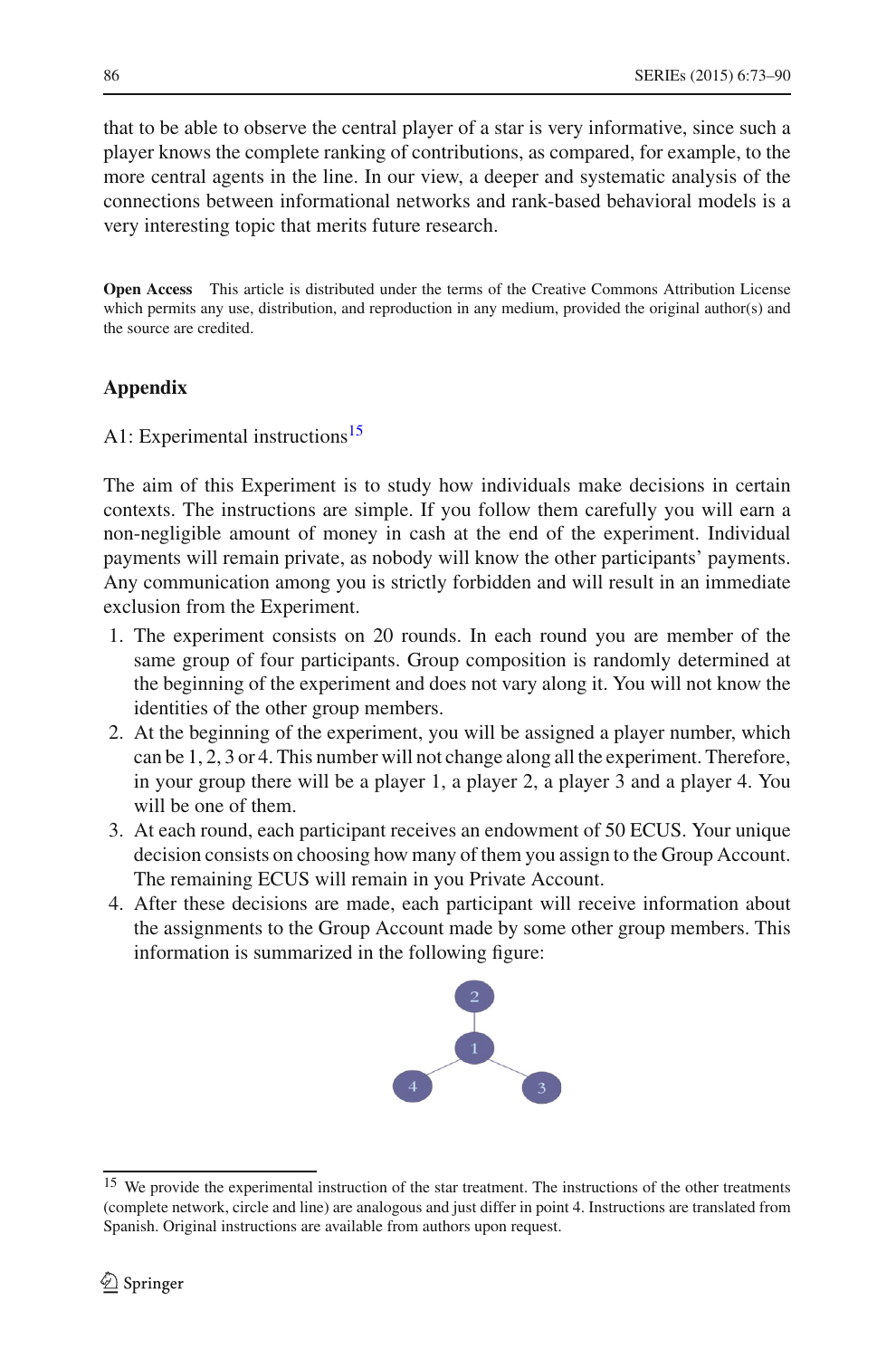that to be able to observe the central player of a star is very informative, since such a player knows the complete ranking of contributions, as compared, for example, to the more central agents in the line. In our view, a deeper and systematic analysis of the connections between informational networks and rank-based behavioral models is a very interesting topic that merits future research.

**Open Access** This article is distributed under the terms of the Creative Commons Attribution License which permits any use, distribution, and reproduction in any medium, provided the original author(s) and the source are credited.

## Appendix

A1: Experimental instructions[15]

The aim of this Experiment is to study how individuals make decisions in certain contexts. The instructions are simple. If you follow them carefully you will earn a non-negligible amount of money in cash at the end of the experiment. Individual payments will remain private, as nobody will know the other participants' payments. Any communication among you is strictly forbidden and will result in an immediate exclusion from the Experiment.

1. The experiment consists on 20 rounds. In each round you are member of the same group of four participants. Group composition is randomly determined at the beginning of the experiment and does not vary along it. You will not know the identities of the other group members.
2. At the beginning of the experiment, you will be assigned a player number, which can be 1, 2, 3 or 4. This number will not change along all the experiment. Therefore, in your group there will be a player 1, a player 2, a player 3 and a player 4. You will be one of them.
3. At each round, each participant receives an endowment of 50 ECUS. Your unique decision consists on choosing how many of them you assign to the Group Account. The remaining ECUS will remain in you Private Account.
4. After these decisions are made, each participant will receive information about the assignments to the Group Account made by some other group members. This information is summarized in the following figure:

[15] We provide the experimental instruction of the star treatment. The instructions of the other treatments (complete network, circle and line) are analogous and just differ in point 4. Instructions are translated from Spanish. Original instructions are available from authors upon request.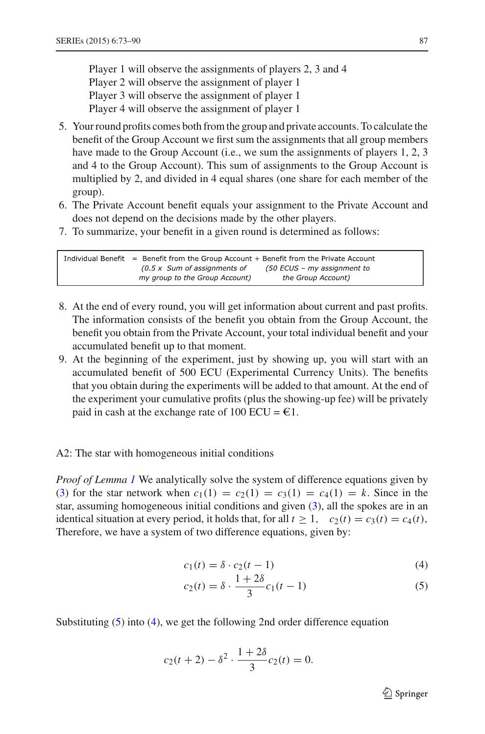Player 1 will observe the assignments of players 2, 3 and 4
Player 2 will observe the assignment of player 1
Player 3 will observe the assignment of player 1
Player 4 will observe the assignment of player 1

5. Your round profits comes both from the group and private accounts. To calculate the benefit of the Group Account we first sum the assignments that all group members have made to the Group Account (i.e., we sum the assignments of players 1, 2, 3 and 4 to the Group Account). This sum of assignments to the Group Account is multiplied by 2, and divided in 4 equal shares (one share for each member of the group).
6. The Private Account benefit equals your assignment to the Private Account and does not depend on the decisions made by the other players.
7. To summarize, your benefit in a given round is determined as follows:

```
Individual Benefit  =  Benefit from the Group Account + Benefit from the Private Account
                        (0.5 x  Sum of assignments of      (50 ECUS – my assignment to
                       my group to the Group Account)           the Group Account)
```

8. At the end of every round, you will get information about current and past profits. The information consists of the benefit you obtain from the Group Account, the benefit you obtain from the Private Account, your total individual benefit and your accumulated benefit up to that moment.
9. At the beginning of the experiment, just by showing up, you will start with an accumulated benefit of 500 ECU (Experimental Currency Units). The benefits that you obtain during the experiments will be added to that amount. At the end of the experiment your cumulative profits (plus the showing-up fee) will be privately paid in cash at the exchange rate of 100 ECU = €1.

A2: The star with homogeneous initial conditions

*Proof of Lemma 1* We analytically solve the system of difference equations given by (3) for the star network when $c_1(1) = c_2(1) = c_3(1) = c_4(1) = k$. Since in the star, assuming homogeneous initial conditions and given (3), all the spokes are in an identical situation at every period, it holds that, for all $t \geq 1$, $\quad c_2(t) = c_3(t) = c_4(t)$, Therefore, we have a system of two difference equations, given by:

$$c_1(t) = \delta \cdot c_2(t-1) \tag{4}$$

$$c_2(t) = \delta \cdot \frac{1+2\delta}{3} c_1(t-1) \tag{5}$$

Substituting (5) into (4), we get the following 2nd order difference equation

$$c_2(t+2) - \delta^2 \cdot \frac{1+2\delta}{3} c_2(t) = 0.$$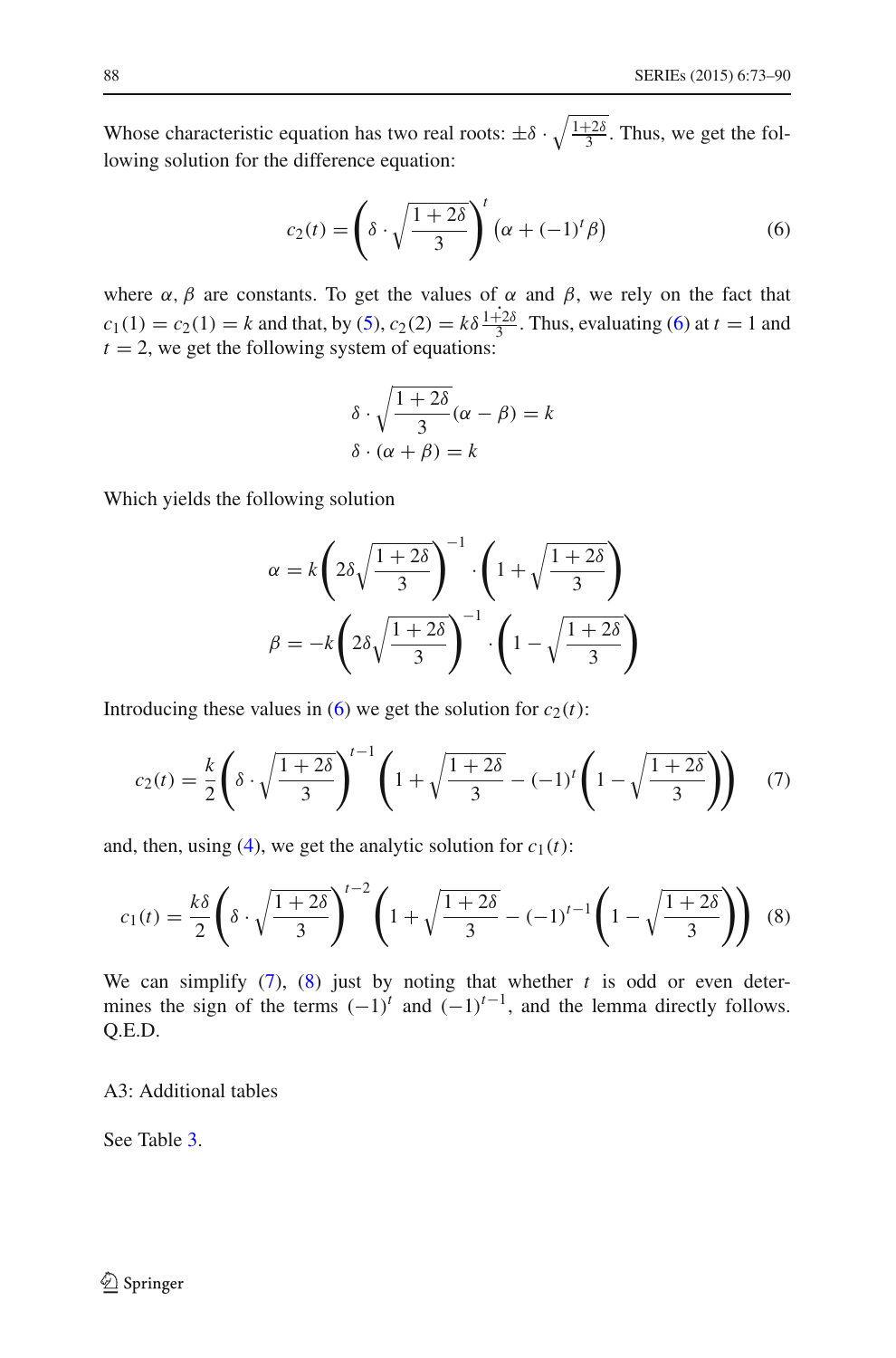Whose characteristic equation has two real roots: $\pm\delta \cdot \sqrt{\frac{1+2\delta}{3}}$. Thus, we get the following solution for the difference equation:

$$c_2(t) = \left(\delta \cdot \sqrt{\frac{1+2\delta}{3}}\right)^t \left(\alpha + (-1)^t \beta\right) \tag{6}$$

where $\alpha, \beta$ are constants. To get the values of $\alpha$ and $\beta$, we rely on the fact that $c_1(1) = c_2(1) = k$ and that, by (5), $c_2(2) = k\delta\frac{1+2\delta}{3}$. Thus, evaluating (6) at $t = 1$ and $t = 2$, we get the following system of equations:

$$\delta \cdot \sqrt{\frac{1+2\delta}{3}}(\alpha - \beta) = k$$
$$\delta \cdot (\alpha + \beta) = k$$

Which yields the following solution

$$\alpha = k\left(2\delta\sqrt{\frac{1+2\delta}{3}}\right)^{-1} \cdot \left(1 + \sqrt{\frac{1+2\delta}{3}}\right)$$
$$\beta = -k\left(2\delta\sqrt{\frac{1+2\delta}{3}}\right)^{-1} \cdot \left(1 - \sqrt{\frac{1+2\delta}{3}}\right)$$

Introducing these values in (6) we get the solution for $c_2(t)$:

$$c_2(t) = \frac{k}{2}\left(\delta \cdot \sqrt{\frac{1+2\delta}{3}}\right)^{t-1}\left(1 + \sqrt{\frac{1+2\delta}{3}} - (-1)^t\left(1 - \sqrt{\frac{1+2\delta}{3}}\right)\right) \tag{7}$$

and, then, using (4), we get the analytic solution for $c_1(t)$:

$$c_1(t) = \frac{k\delta}{2}\left(\delta \cdot \sqrt{\frac{1+2\delta}{3}}\right)^{t-2}\left(1 + \sqrt{\frac{1+2\delta}{3}} - (-1)^{t-1}\left(1 - \sqrt{\frac{1+2\delta}{3}}\right)\right) \tag{8}$$

We can simplify (7), (8) just by noting that whether $t$ is odd or even determines the sign of the terms $(-1)^t$ and $(-1)^{t-1}$, and the lemma directly follows. Q.E.D.

A3: Additional tables

See Table 3.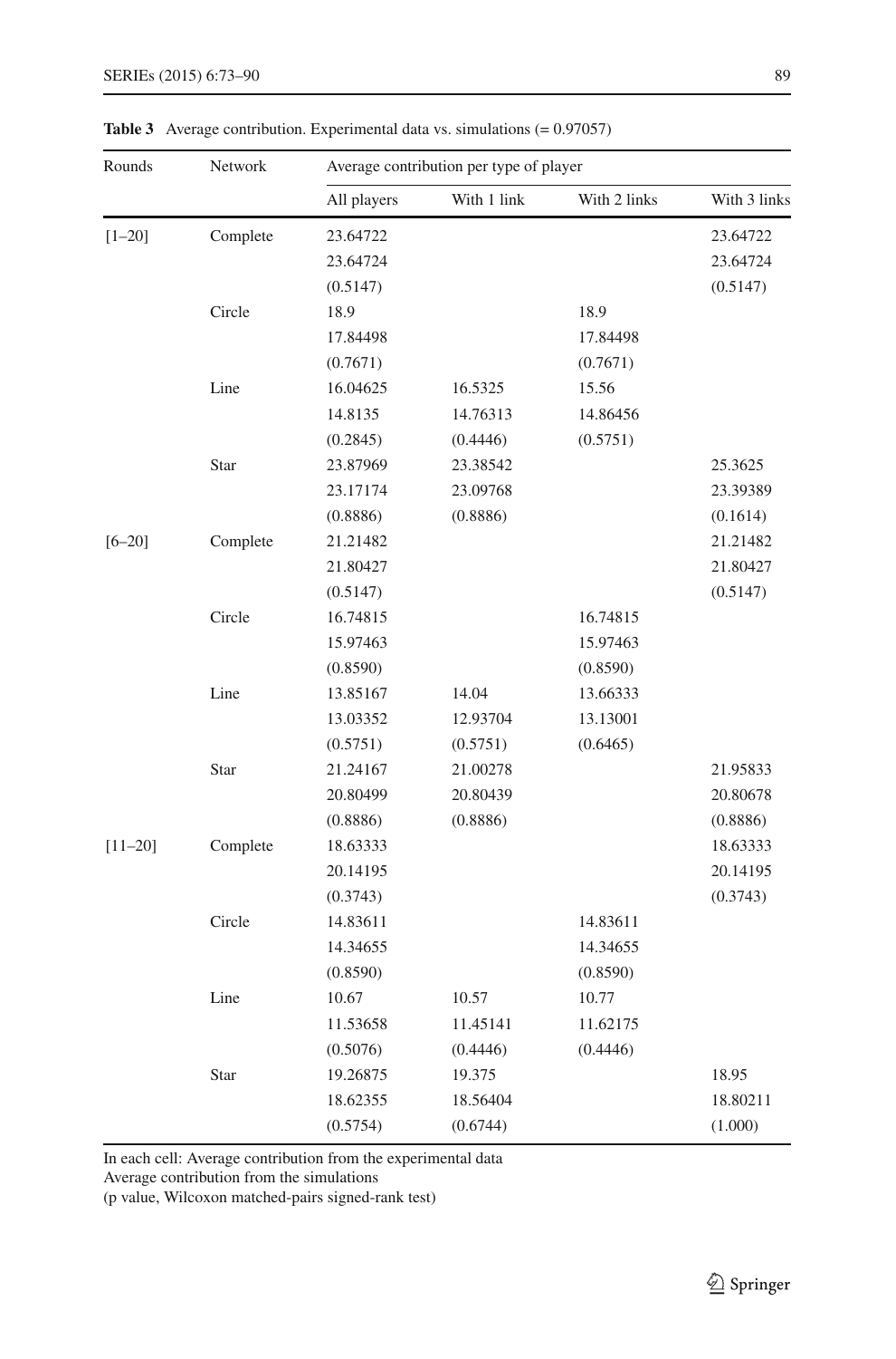**Table 3** Average contribution. Experimental data vs. simulations (= 0.97057)

| Rounds | Network | Average contribution per type of player | | | |
|---|---|---|---|---|---|
| | | All players | With 1 link | With 2 links | With 3 links |
| [1–20] | Complete | 23.64722 | | | 23.64722 |
| | | 23.64724 | | | 23.64724 |
| | | (0.5147) | | | (0.5147) |
| | Circle | 18.9 | | 18.9 | |
| | | 17.84498 | | 17.84498 | |
| | | (0.7671) | | (0.7671) | |
| | Line | 16.04625 | 16.5325 | 15.56 | |
| | | 14.8135 | 14.76313 | 14.86456 | |
| | | (0.2845) | (0.4446) | (0.5751) | |
| | Star | 23.87969 | 23.38542 | | 25.3625 |
| | | 23.17174 | 23.09768 | | 23.39389 |
| | | (0.8886) | (0.8886) | | (0.1614) |
| [6–20] | Complete | 21.21482 | | | 21.21482 |
| | | 21.80427 | | | 21.80427 |
| | | (0.5147) | | | (0.5147) |
| | Circle | 16.74815 | | 16.74815 | |
| | | 15.97463 | | 15.97463 | |
| | | (0.8590) | | (0.8590) | |
| | Line | 13.85167 | 14.04 | 13.66333 | |
| | | 13.03352 | 12.93704 | 13.13001 | |
| | | (0.5751) | (0.5751) | (0.6465) | |
| | Star | 21.24167 | 21.00278 | | 21.95833 |
| | | 20.80499 | 20.80439 | | 20.80678 |
| | | (0.8886) | (0.8886) | | (0.8886) |
| [11–20] | Complete | 18.63333 | | | 18.63333 |
| | | 20.14195 | | | 20.14195 |
| | | (0.3743) | | | (0.3743) |
| | Circle | 14.83611 | | 14.83611 | |
| | | 14.34655 | | 14.34655 | |
| | | (0.8590) | | (0.8590) | |
| | Line | 10.67 | 10.57 | 10.77 | |
| | | 11.53658 | 11.45141 | 11.62175 | |
| | | (0.5076) | (0.4446) | (0.4446) | |
| | Star | 19.26875 | 19.375 | | 18.95 |
| | | 18.62355 | 18.56404 | | 18.80211 |
| | | (0.5754) | (0.6744) | | (1.000) |

In each cell: Average contribution from the experimental data
Average contribution from the simulations
(p value, Wilcoxon matched-pairs signed-rank test)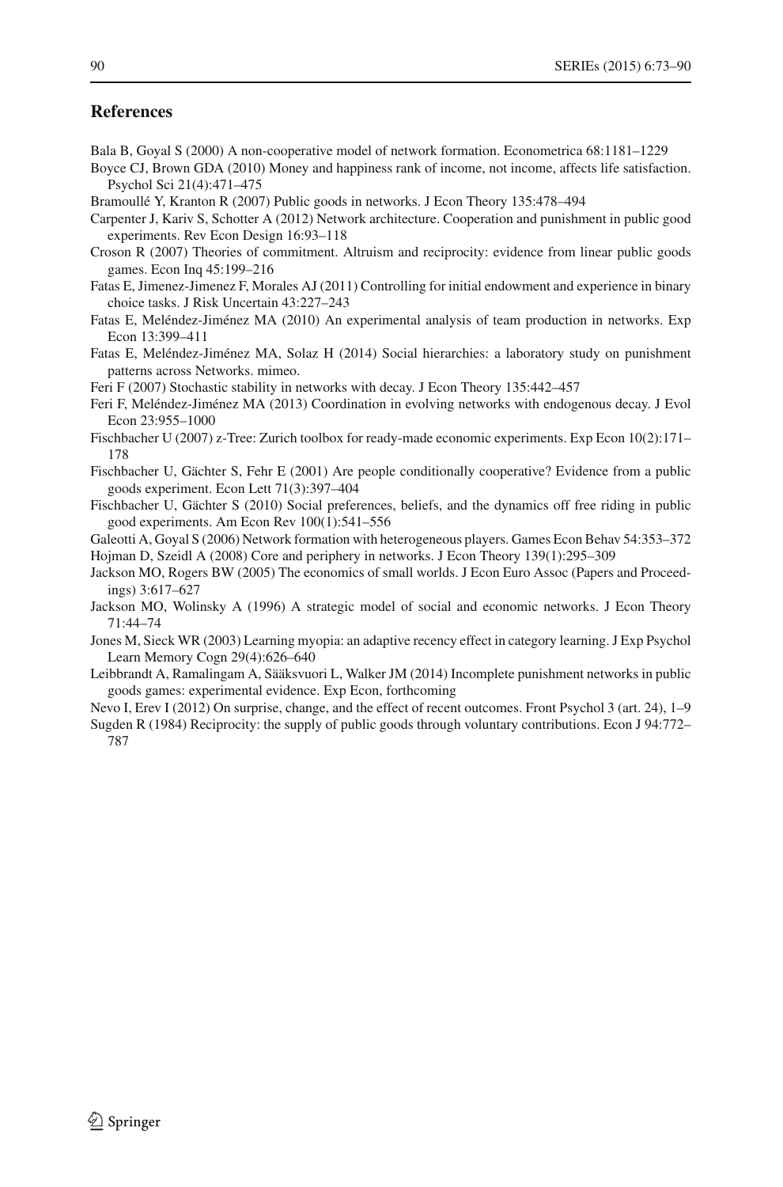## References

Bala B, Goyal S (2000) A non-cooperative model of network formation. Econometrica 68:1181–1229

Boyce CJ, Brown GDA (2010) Money and happiness rank of income, not income, affects life satisfaction. Psychol Sci 21(4):471–475

Bramoullé Y, Kranton R (2007) Public goods in networks. J Econ Theory 135:478–494

Carpenter J, Kariv S, Schotter A (2012) Network architecture. Cooperation and punishment in public good experiments. Rev Econ Design 16:93–118

Croson R (2007) Theories of commitment. Altruism and reciprocity: evidence from linear public goods games. Econ Inq 45:199–216

Fatas E, Jimenez-Jimenez F, Morales AJ (2011) Controlling for initial endowment and experience in binary choice tasks. J Risk Uncertain 43:227–243

Fatas E, Meléndez-Jiménez MA (2010) An experimental analysis of team production in networks. Exp Econ 13:399–411

Fatas E, Meléndez-Jiménez MA, Solaz H (2014) Social hierarchies: a laboratory study on punishment patterns across Networks. mimeo.

Feri F (2007) Stochastic stability in networks with decay. J Econ Theory 135:442–457

Feri F, Meléndez-Jiménez MA (2013) Coordination in evolving networks with endogenous decay. J Evol Econ 23:955–1000

Fischbacher U (2007) z-Tree: Zurich toolbox for ready-made economic experiments. Exp Econ 10(2):171–178

Fischbacher U, Gächter S, Fehr E (2001) Are people conditionally cooperative? Evidence from a public goods experiment. Econ Lett 71(3):397–404

Fischbacher U, Gächter S (2010) Social preferences, beliefs, and the dynamics off free riding in public good experiments. Am Econ Rev 100(1):541–556

Galeotti A, Goyal S (2006) Network formation with heterogeneous players. Games Econ Behav 54:353–372

Hojman D, Szeidl A (2008) Core and periphery in networks. J Econ Theory 139(1):295–309

Jackson MO, Rogers BW (2005) The economics of small worlds. J Econ Euro Assoc (Papers and Proceedings) 3:617–627

Jackson MO, Wolinsky A (1996) A strategic model of social and economic networks. J Econ Theory 71:44–74

Jones M, Sieck WR (2003) Learning myopia: an adaptive recency effect in category learning. J Exp Psychol Learn Memory Cogn 29(4):626–640

Leibbrandt A, Ramalingam A, Sääksvuori L, Walker JM (2014) Incomplete punishment networks in public goods games: experimental evidence. Exp Econ, forthcoming

Nevo I, Erev I (2012) On surprise, change, and the effect of recent outcomes. Front Psychol 3 (art. 24), 1–9

Sugden R (1984) Reciprocity: the supply of public goods through voluntary contributions. Econ J 94:772–787